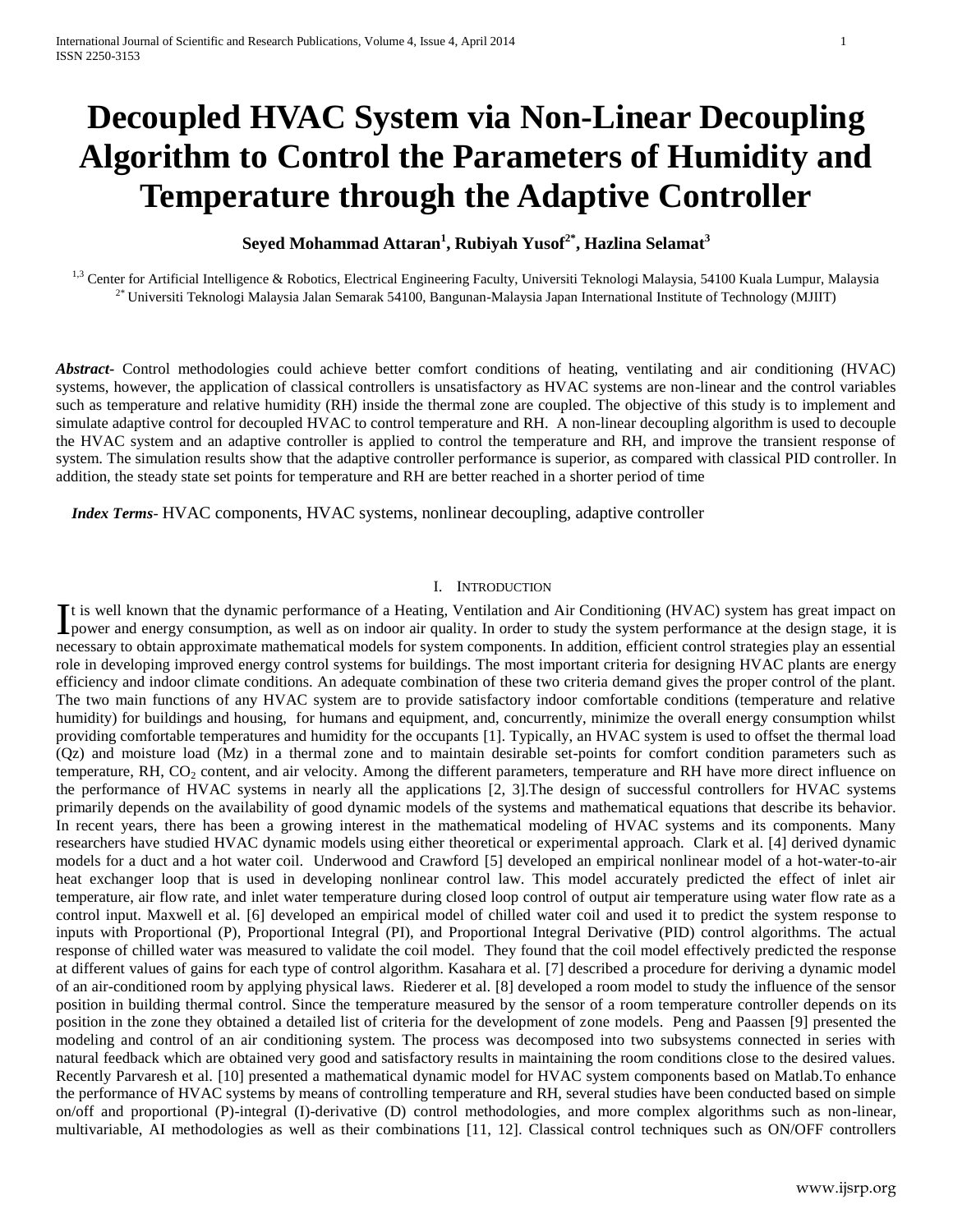# Decoupled HVAC System via Non-Linear Decoupling Algorithm to Control the Parameters of Humidity and Temperature through the Adaptive Controller

**Seyed Mohammad Attaran[1], Rubiyah Yusof[2*], Hazlina Selamat[3]**

[1,3] Center for Artificial Intelligence & Robotics, Electrical Engineering Faculty, Universiti Teknologi Malaysia, 54100 Kuala Lumpur, Malaysia
[2*] Universiti Teknologi Malaysia Jalan Semarak 54100, Bangunan-Malaysia Japan International Institute of Technology (MJIIT)

***Abstract-*** Control methodologies could achieve better comfort conditions of heating, ventilating and air conditioning (HVAC) systems, however, the application of classical controllers is unsatisfactory as HVAC systems are non-linear and the control variables such as temperature and relative humidity (RH) inside the thermal zone are coupled. The objective of this study is to implement and simulate adaptive control for decoupled HVAC to control temperature and RH. A non-linear decoupling algorithm is used to decouple the HVAC system and an adaptive controller is applied to control the temperature and RH, and improve the transient response of system. The simulation results show that the adaptive controller performance is superior, as compared with classical PID controller. In addition, the steady state set points for temperature and RH are better reached in a shorter period of time

***Index Terms-*** HVAC components, HVAC systems, nonlinear decoupling, adaptive controller

## I. Introduction

It is well known that the dynamic performance of a Heating, Ventilation and Air Conditioning (HVAC) system has great impact on power and energy consumption, as well as on indoor air quality. In order to study the system performance at the design stage, it is necessary to obtain approximate mathematical models for system components. In addition, efficient control strategies play an essential role in developing improved energy control systems for buildings. The most important criteria for designing HVAC plants are energy efficiency and indoor climate conditions. An adequate combination of these two criteria demand gives the proper control of the plant. The two main functions of any HVAC system are to provide satisfactory indoor comfortable conditions (temperature and relative humidity) for buildings and housing, for humans and equipment, and, concurrently, minimize the overall energy consumption whilst providing comfortable temperatures and humidity for the occupants [1]. Typically, an HVAC system is used to offset the thermal load (Qz) and moisture load (Mz) in a thermal zone and to maintain desirable set-points for comfort condition parameters such as temperature, RH, $CO_2$ content, and air velocity. Among the different parameters, temperature and RH have more direct influence on the performance of HVAC systems in nearly all the applications [2, 3].The design of successful controllers for HVAC systems primarily depends on the availability of good dynamic models of the systems and mathematical equations that describe its behavior. In recent years, there has been a growing interest in the mathematical modeling of HVAC systems and its components. Many researchers have studied HVAC dynamic models using either theoretical or experimental approach. Clark et al. [4] derived dynamic models for a duct and a hot water coil. Underwood and Crawford [5] developed an empirical nonlinear model of a hot-water-to-air heat exchanger loop that is used in developing nonlinear control law. This model accurately predicted the effect of inlet air temperature, air flow rate, and inlet water temperature during closed loop control of output air temperature using water flow rate as a control input. Maxwell et al. [6] developed an empirical model of chilled water coil and used it to predict the system response to inputs with Proportional (P), Proportional Integral (PI), and Proportional Integral Derivative (PID) control algorithms. The actual response of chilled water was measured to validate the coil model. They found that the coil model effectively predicted the response at different values of gains for each type of control algorithm. Kasahara et al. [7] described a procedure for deriving a dynamic model of an air-conditioned room by applying physical laws. Riederer et al. [8] developed a room model to study the influence of the sensor position in building thermal control. Since the temperature measured by the sensor of a room temperature controller depends on its position in the zone they obtained a detailed list of criteria for the development of zone models. Peng and Paassen [9] presented the modeling and control of an air conditioning system. The process was decomposed into two subsystems connected in series with natural feedback which are obtained very good and satisfactory results in maintaining the room conditions close to the desired values. Recently Parvaresh et al. [10] presented a mathematical dynamic model for HVAC system components based on Matlab.To enhance the performance of HVAC systems by means of controlling temperature and RH, several studies have been conducted based on simple on/off and proportional (P)-integral (I)-derivative (D) control methodologies, and more complex algorithms such as non-linear, multivariable, AI methodologies as well as their combinations [11, 12]. Classical control techniques such as ON/OFF controllers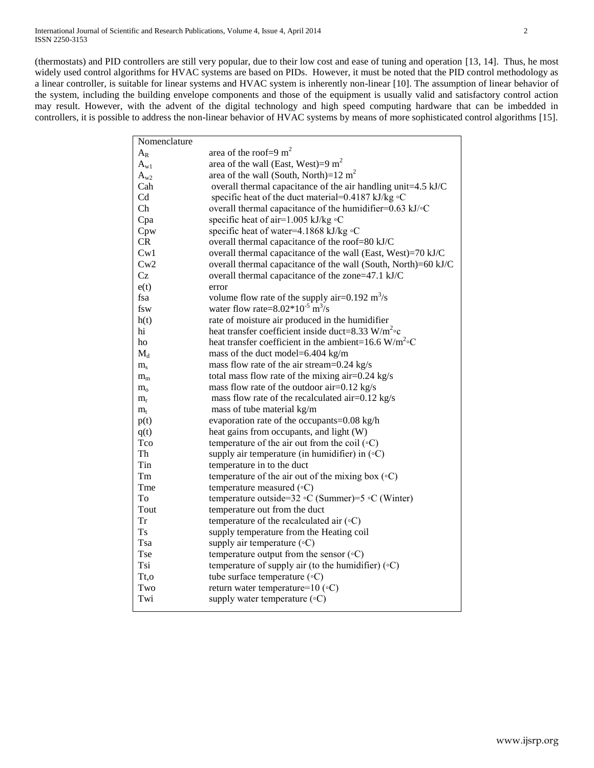(thermostats) and PID controllers are still very popular, due to their low cost and ease of tuning and operation [13, 14]. Thus, he most widely used control algorithms for HVAC systems are based on PIDs. However, it must be noted that the PID control methodology as a linear controller, is suitable for linear systems and HVAC system is inherently non-linear [10]. The assumption of linear behavior of the system, including the building envelope components and those of the equipment is usually valid and satisfactory control action may result. However, with the advent of the digital technology and high speed computing hardware that can be imbedded in controllers, it is possible to address the non-linear behavior of HVAC systems by means of more sophisticated control algorithms [15].

| Nomenclature | |
|---|---|
| $A_R$ | area of the roof=9 $m^2$ |
| $A_{w1}$ | area of the wall (East, West)=9 $m^2$ |
| $A_{w2}$ | area of the wall (South, North)=12 $m^2$ |
| Cah | overall thermal capacitance of the air handling unit=4.5 kJ/C |
| Cd | specific heat of the duct material=0.4187 kJ/kg ◦C |
| Ch | overall thermal capacitance of the humidifier=0.63 kJ/◦C |
| Cpa | specific heat of air=1.005 kJ/kg ◦C |
| Cpw | specific heat of water=4.1868 kJ/kg ◦C |
| CR | overall thermal capacitance of the roof=80 kJ/C |
| Cw1 | overall thermal capacitance of the wall (East, West)=70 kJ/C |
| Cw2 | overall thermal capacitance of the wall (South, North)=60 kJ/C |
| Cz | overall thermal capacitance of the zone=47.1 kJ/C |
| e(t) | error |
| fsa | volume flow rate of the supply air=0.192 $m^3/s$ |
| fsw | water flow rate=$8.02*10^{-5}$ $m^3/s$ |
| h(t) | rate of moisture air produced in the humidifier |
| hi | heat transfer coefficient inside duct=8.33 $W/m^2$◦c |
| ho | heat transfer coefficient in the ambient=16.6 $W/m^2$◦C |
| $M_d$ | mass of the duct model=6.404 kg/m |
| $m_s$ | mass flow rate of the air stream=0.24 kg/s |
| $m_m$ | total mass flow rate of the mixing air=0.24 kg/s |
| $m_o$ | mass flow rate of the outdoor air=0.12 kg/s |
| $m_r$ | mass flow rate of the recalculated air=0.12 kg/s |
| $m_t$ | mass of tube material kg/m |
| p(t) | evaporation rate of the occupants=0.08 kg/h |
| q(t) | heat gains from occupants, and light (W) |
| Tco | temperature of the air out from the coil (◦C) |
| Th | supply air temperature (in humidifier) in (◦C) |
| Tin | temperature in to the duct |
| Tm | temperature of the air out of the mixing box (◦C) |
| Tme | temperature measured (◦C) |
| To | temperature outside=32 ◦C (Summer)=5 ◦C (Winter) |
| Tout | temperature out from the duct |
| Tr | temperature of the recalculated air (◦C) |
| Ts | supply temperature from the Heating coil |
| Tsa | supply air temperature (◦C) |
| Tse | temperature output from the sensor (◦C) |
| Tsi | temperature of supply air (to the humidifier) (◦C) |
| Tt,o | tube surface temperature (◦C) |
| Two | return water temperature=10 (◦C) |
| Twi | supply water temperature (◦C) |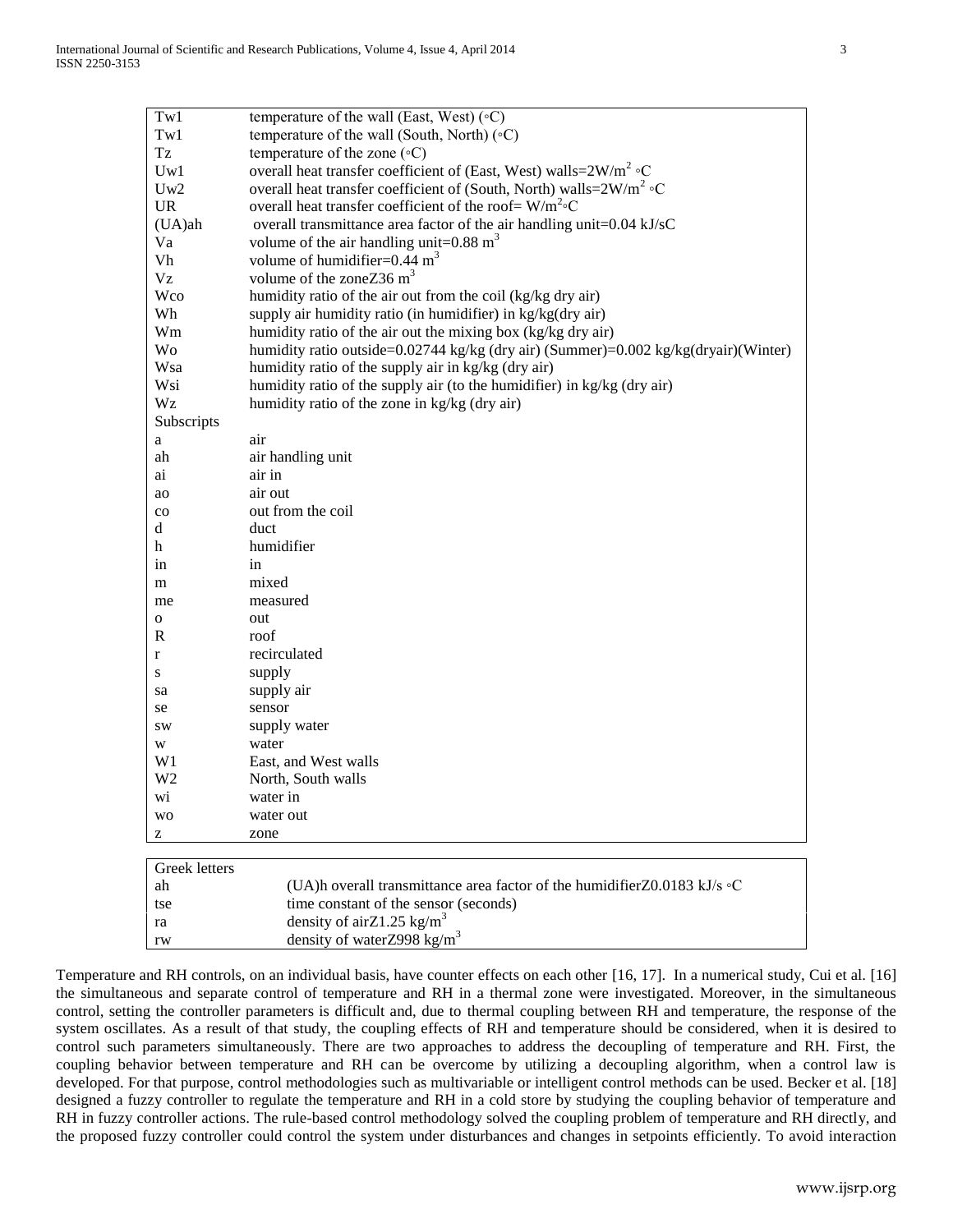| | |
|---|---|
| Tw1 | temperature of the wall (East, West) (◦C) |
| Tw1 | temperature of the wall (South, North) (◦C) |
| Tz | temperature of the zone (◦C) |
| Uw1 | overall heat transfer coefficient of (East, West) walls=2W/m$^2$ ◦C |
| Uw2 | overall heat transfer coefficient of (South, North) walls=2W/m$^2$ ◦C |
| UR | overall heat transfer coefficient of the roof= W/m$^2$◦C |
| (UA)ah | overall transmittance area factor of the air handling unit=0.04 kJ/sC |
| Va | volume of the air handling unit=0.88 m$^3$ |
| Vh | volume of humidifier=0.44 m$^3$ |
| Vz | volume of the zoneZ36 m$^3$ |
| Wco | humidity ratio of the air out from the coil (kg/kg dry air) |
| Wh | supply air humidity ratio (in humidifier) in kg/kg(dry air) |
| Wm | humidity ratio of the air out the mixing box (kg/kg dry air) |
| Wo | humidity ratio outside=0.02744 kg/kg (dry air) (Summer)=0.002 kg/kg(dryair)(Winter) |
| Wsa | humidity ratio of the supply air in kg/kg (dry air) |
| Wsi | humidity ratio of the supply air (to the humidifier) in kg/kg (dry air) |
| Wz | humidity ratio of the zone in kg/kg (dry air) |
| Subscripts | |
| a | air |
| ah | air handling unit |
| ai | air in |
| ao | air out |
| co | out from the coil |
| d | duct |
| h | humidifier |
| in | in |
| m | mixed |
| me | measured |
| o | out |
| R | roof |
| r | recirculated |
| s | supply |
| sa | supply air |
| se | sensor |
| sw | supply water |
| w | water |
| W1 | East, and West walls |
| W2 | North, South walls |
| wi | water in |
| wo | water out |
| z | zone |

| Greek letters | |
|---|---|
| ah | (UA)h overall transmittance area factor of the humidifierZ0.0183 kJ/s ◦C |
| tse | time constant of the sensor (seconds) |
| ra | density of airZ1.25 kg/m$^3$ |
| rw | density of waterZ998 kg/m$^3$ |

Temperature and RH controls, on an individual basis, have counter effects on each other [16, 17]. In a numerical study, Cui et al. [16] the simultaneous and separate control of temperature and RH in a thermal zone were investigated. Moreover, in the simultaneous control, setting the controller parameters is difficult and, due to thermal coupling between RH and temperature, the response of the system oscillates. As a result of that study, the coupling effects of RH and temperature should be considered, when it is desired to control such parameters simultaneously. There are two approaches to address the decoupling of temperature and RH. First, the coupling behavior between temperature and RH can be overcome by utilizing a decoupling algorithm, when a control law is developed. For that purpose, control methodologies such as multivariable or intelligent control methods can be used. Becker et al. [18] designed a fuzzy controller to regulate the temperature and RH in a cold store by studying the coupling behavior of temperature and RH in fuzzy controller actions. The rule-based control methodology solved the coupling problem of temperature and RH directly, and the proposed fuzzy controller could control the system under disturbances and changes in setpoints efficiently. To avoid interaction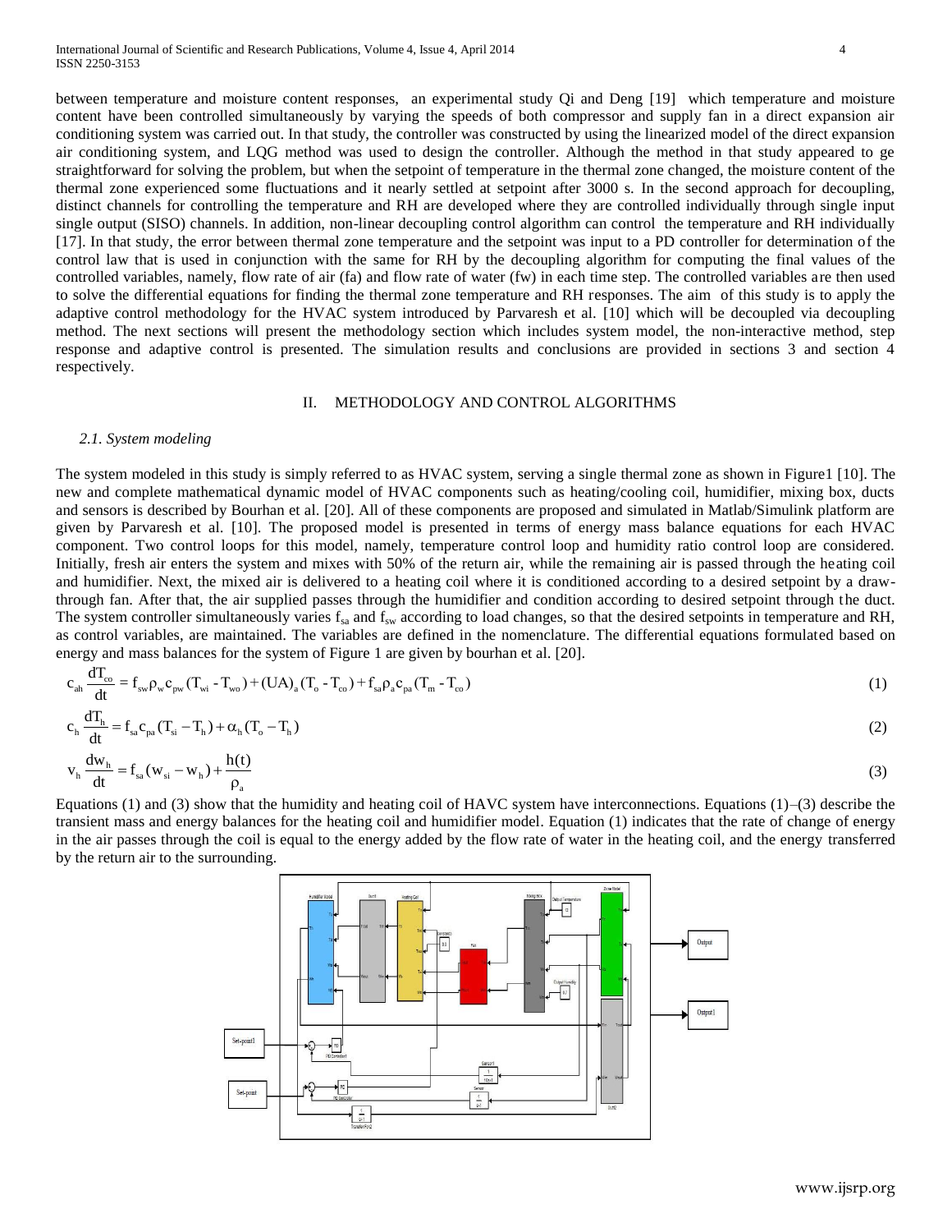between temperature and moisture content responses, an experimental study Qi and Deng [19] which temperature and moisture content have been controlled simultaneously by varying the speeds of both compressor and supply fan in a direct expansion air conditioning system was carried out. In that study, the controller was constructed by using the linearized model of the direct expansion air conditioning system, and LQG method was used to design the controller. Although the method in that study appeared to ge straightforward for solving the problem, but when the setpoint of temperature in the thermal zone changed, the moisture content of the thermal zone experienced some fluctuations and it nearly settled at setpoint after 3000 s. In the second approach for decoupling, distinct channels for controlling the temperature and RH are developed where they are controlled individually through single input single output (SISO) channels. In addition, non-linear decoupling control algorithm can control the temperature and RH individually [17]. In that study, the error between thermal zone temperature and the setpoint was input to a PD controller for determination of the control law that is used in conjunction with the same for RH by the decoupling algorithm for computing the final values of the controlled variables, namely, flow rate of air (fa) and flow rate of water (fw) in each time step. The controlled variables are then used to solve the differential equations for finding the thermal zone temperature and RH responses. The aim of this study is to apply the adaptive control methodology for the HVAC system introduced by Parvaresh et al. [10] which will be decoupled via decoupling method. The next sections will present the methodology section which includes system model, the non-interactive method, step response and adaptive control is presented. The simulation results and conclusions are provided in sections 3 and section 4 respectively.

## II. METHODOLOGY AND CONTROL ALGORITHMS

### *2.1. System modeling*

The system modeled in this study is simply referred to as HVAC system, serving a single thermal zone as shown in Figure1 [10]. The new and complete mathematical dynamic model of HVAC components such as heating/cooling coil, humidifier, mixing box, ducts and sensors is described by Bourhan et al. [20]. All of these components are proposed and simulated in Matlab/Simulink platform are given by Parvaresh et al. [10]. The proposed model is presented in terms of energy mass balance equations for each HVAC component. Two control loops for this model, namely, temperature control loop and humidity ratio control loop are considered. Initially, fresh air enters the system and mixes with 50% of the return air, while the remaining air is passed through the heating coil and humidifier. Next, the mixed air is delivered to a heating coil where it is conditioned according to a desired setpoint by a draw-through fan. After that, the air supplied passes through the humidifier and condition according to desired setpoint through the duct. The system controller simultaneously varies $f_{sa}$ and $f_{sw}$ according to load changes, so that the desired setpoints in temperature and RH, as control variables, are maintained. The variables are defined in the nomenclature. The differential equations formulated based on energy and mass balances for the system of Figure 1 are given by bourhan et al. [20].

$$c_{ah}\frac{dT_{co}}{dt} = f_{sw}\rho_w c_{pw}(T_{wi} - T_{wo}) + (UA)_a(T_o - T_{co}) + f_{sa}\rho_a c_{pa}(T_m - T_{co}) \tag{1}$$

$$c_h\frac{dT_h}{dt} = f_{sa}c_{pa}(T_{si} - T_h) + \alpha_h(T_o - T_h) \tag{2}$$

$$v_h\frac{dw_h}{dt} = f_{sa}(w_{si} - w_h) + \frac{h(t)}{\rho_a} \tag{3}$$

Equations (1) and (3) show that the humidity and heating coil of HAVC system have interconnections. Equations (1)–(3) describe the transient mass and energy balances for the heating coil and humidifier model. Equation (1) indicates that the rate of change of energy in the air passes through the coil is equal to the energy added by the flow rate of water in the heating coil, and the energy transferred by the return air to the surrounding.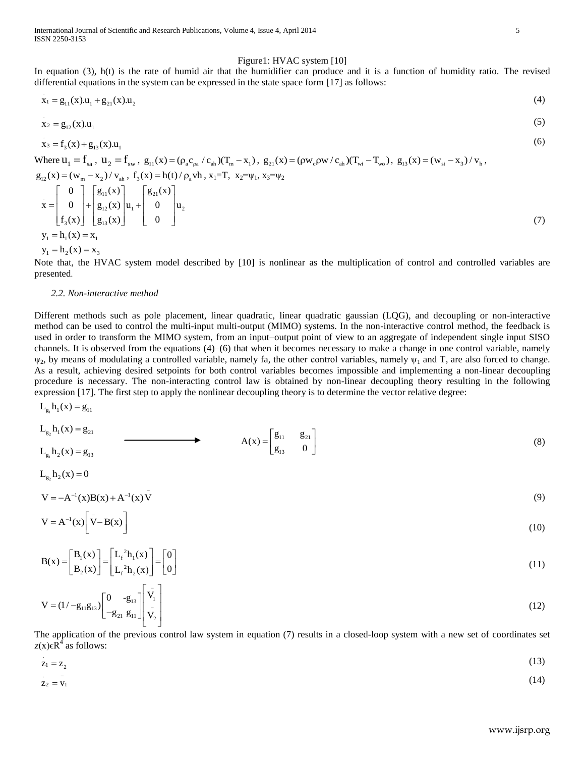Figure1: HVAC system [10]

In equation (3), h(t) is the rate of humid air that the humidifier can produce and it is a function of humidity ratio. The revised differential equations in the system can be expressed in the state space form [17] as follows:

$$\dot{x}_1 = g_{11}(x).u_1 + g_{21}(x).u_2 \tag{4}$$

$$\dot{x}_2 = g_{12}(x).u_1 \tag{5}$$

$$\dot{x}_3 = f_3(x) + g_{13}(x).u_1 \tag{6}$$

Where $u_1 = f_{sa}$, $u_2 = f_{sw}$, $g_{11}(x) = (\rho_a c_{\rho a} / c_{ah})(T_m - x_1)$, $g_{21}(x) = (\rho w_c \rho w / c_{ah})(T_{wi} - T_{wo})$, $g_{13}(x) = (w_{si} - x_3)/v_h$, $g_{12}(x) = (w_m - x_2)/v_{ah}$, $f_3(x) = h(t)/\rho_a vh$, $x_1$=T, $x_2$=$\psi_1$, $x_3$=$\psi_2$

$$\dot{x} = \begin{bmatrix} 0 \\ 0 \\ f_3(x) \end{bmatrix} + \begin{bmatrix} g_{11}(x) \\ g_{12}(x) \\ g_{13}(x) \end{bmatrix} u_1 + \begin{bmatrix} g_{21}(x) \\ 0 \\ 0 \end{bmatrix} u_2 \tag{7}$$

$$y_1 = h_1(x) = x_1$$

$$y_1 = h_2(x) = x_3$$

Note that, the HVAC system model described by [10] is nonlinear as the multiplication of control and controlled variables are presented.

### *2.2. Non-interactive method*

Different methods such as pole placement, linear quadratic, linear quadratic gaussian (LQG), and decoupling or non-interactive method can be used to control the multi-input multi-output (MIMO) systems. In the non-interactive control method, the feedback is used in order to transform the MIMO system, from an input–output point of view to an aggregate of independent single input SISO channels. It is observed from the equations (4)–(6) that when it becomes necessary to make a change in one control variable, namely $\psi_2$, by means of modulating a controlled variable, namely fa, the other control variables, namely $\psi_1$ and T, are also forced to change. As a result, achieving desired setpoints for both control variables becomes impossible and implementing a non-linear decoupling procedure is necessary. The non-interacting control law is obtained by non-linear decoupling theory resulting in the following expression [17]. The first step to apply the nonlinear decoupling theory is to determine the vector relative degree:

$$L_{g_1} h_1(x) = g_{11}$$

$$L_{g_2} h_1(x) = g_{21}$$

$$L_{g_1} h_2(x) = g_{13} \qquad \longrightarrow \qquad A(x) = \begin{bmatrix} g_{11} & g_{21} \\ g_{13} & 0 \end{bmatrix} \tag{8}$$

$$L_{g_2} h_2(x) = 0$$

$$V = -A^{-1}(x)B(x) + A^{-1}(x)\bar{V} \tag{9}$$

$$V = A^{-1}(x)\left[\bar{V} - B(x)\right] \tag{10}$$

$$B(x) = \begin{bmatrix} B_1(x) \\ B_2(x) \end{bmatrix} = \begin{bmatrix} L_f{}^2 h_1(x) \\ L_f{}^2 h_2(x) \end{bmatrix} = \begin{bmatrix} 0 \\ 0 \end{bmatrix} \tag{11}$$

$$V = (1/-g_{11}g_{13}) \begin{bmatrix} 0 & -g_{13} \\ -g_{21} & g_{11} \end{bmatrix} \begin{bmatrix} \bar{V}_1 \\ \bar{V}_2 \end{bmatrix} \tag{12}$$

The application of the previous control law system in equation (7) results in a closed-loop system with a new set of coordinates set $z(x)\epsilon R^4$ as follows:

$$\dot{z}_1 = z_2 \tag{13}$$

$$\dot{z}_2 = \bar{v}_1 \tag{14}$$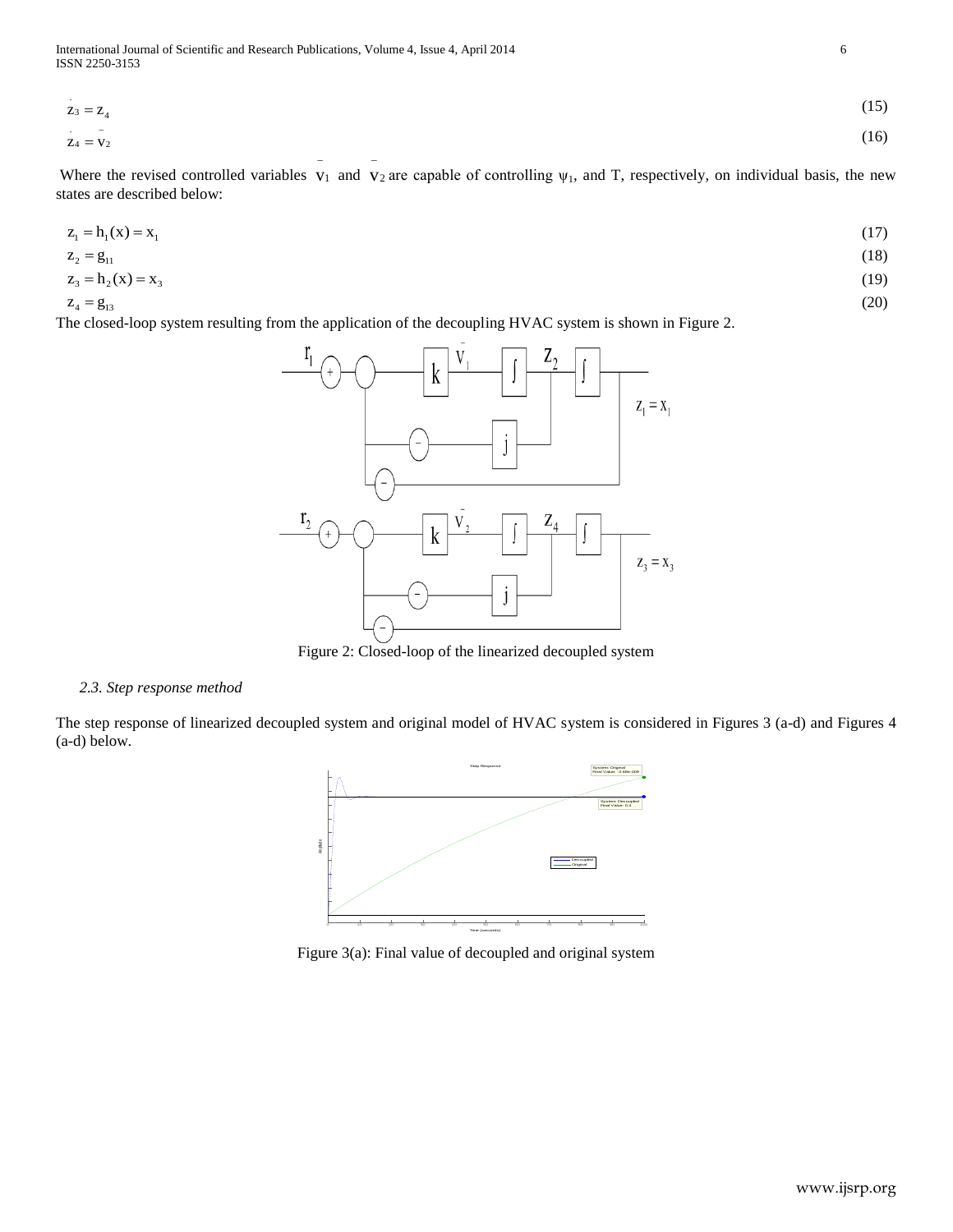$$\dot{z}_3 = z_4 \tag{15}$$

$$\dot{z}_4 = \bar{v}_2 \tag{16}$$

Where the revised controlled variables $\bar{v}_1$ and $\bar{v}_2$ are capable of controlling $\psi_1$, and T, respectively, on individual basis, the new states are described below:

$$z_1 = h_1(x) = x_1 \tag{17}$$

$$z_2 = g_{11} \tag{18}$$

$$z_3 = h_2(x) = x_3 \tag{19}$$

$$z_4 = g_{13} \tag{20}$$

The closed-loop system resulting from the application of the decoupling HVAC system is shown in Figure 2.

Figure 2: Closed-loop of the linearized decoupled system

### 2.3. Step response method

The step response of linearized decoupled system and original model of HVAC system is considered in Figures 3 (a-d) and Figures 4 (a-d) below.

Figure 3(a): Final value of decoupled and original system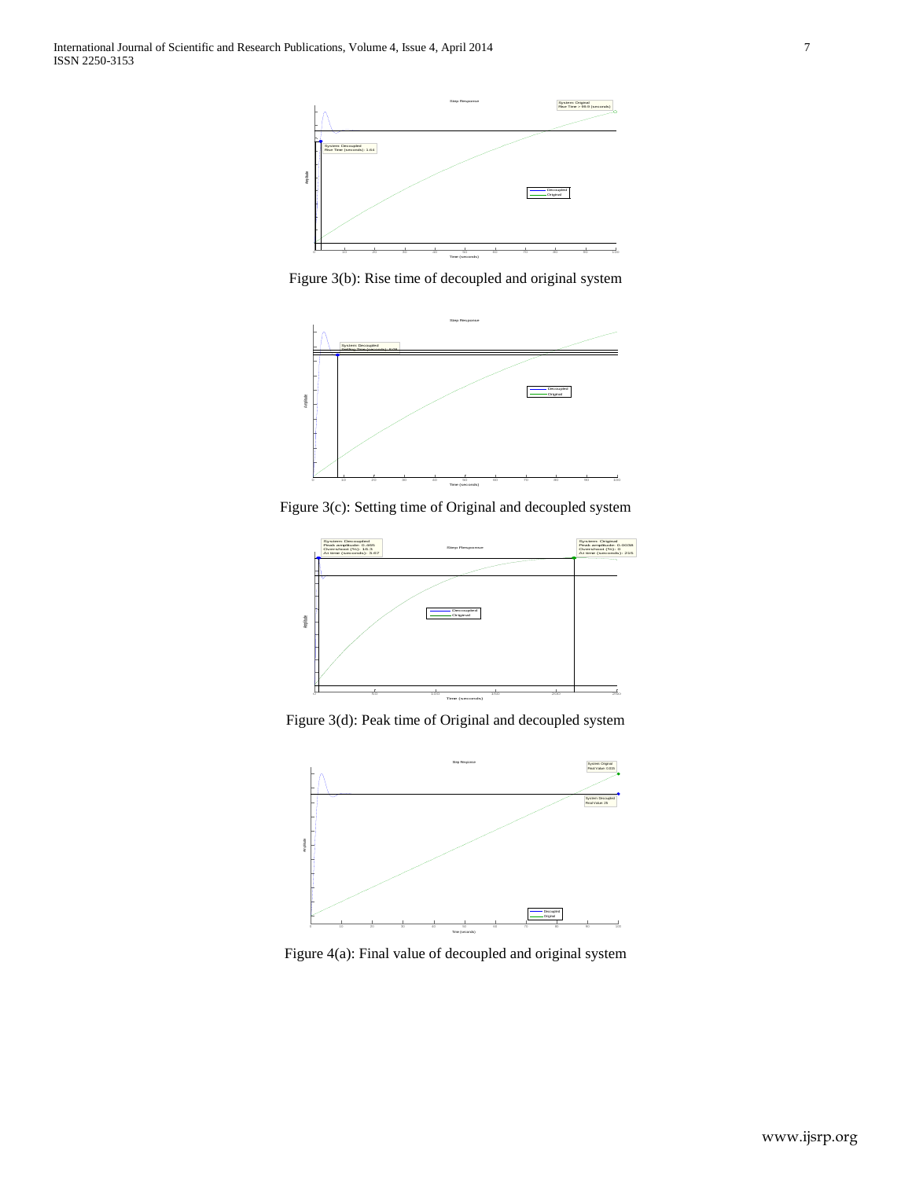Figure 3(b): Rise time of decoupled and original system

Figure 3(c): Setting time of Original and decoupled system

Figure 3(d): Peak time of Original and decoupled system

Figure 4(a): Final value of decoupled and original system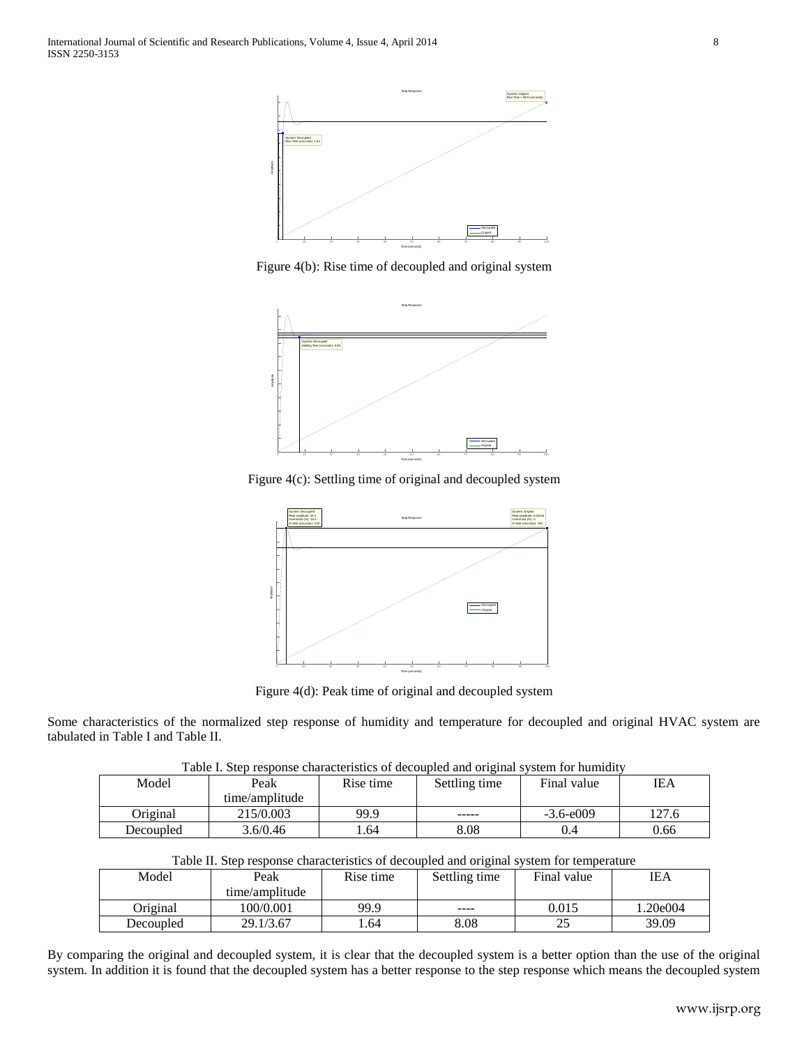Figure 4(b): Rise time of decoupled and original system

Figure 4(c): Settling time of original and decoupled system

Figure 4(d): Peak time of original and decoupled system

Some characteristics of the normalized step response of humidity and temperature for decoupled and original HVAC system are tabulated in Table I and Table II.

Table I. Step response characteristics of decoupled and original system for humidity

| Model | Peak time/amplitude | Rise time | Settling time | Final value | IEA |
|---|---|---|---|---|---|
| Original | 215/0.003 | 99.9 | ----- | -3.6-e009 | 127.6 |
| Decoupled | 3.6/0.46 | 1.64 | 8.08 | 0.4 | 0.66 |

Table II. Step response characteristics of decoupled and original system for temperature

| Model | Peak time/amplitude | Rise time | Settling time | Final value | IEA |
|---|---|---|---|---|---|
| Original | 100/0.001 | 99.9 | ---- | 0.015 | 1.20e004 |
| Decoupled | 29.1/3.67 | 1.64 | 8.08 | 25 | 39.09 |

By comparing the original and decoupled system, it is clear that the decoupled system is a better option than the use of the original system. In addition it is found that the decoupled system has a better response to the step response which means the decoupled system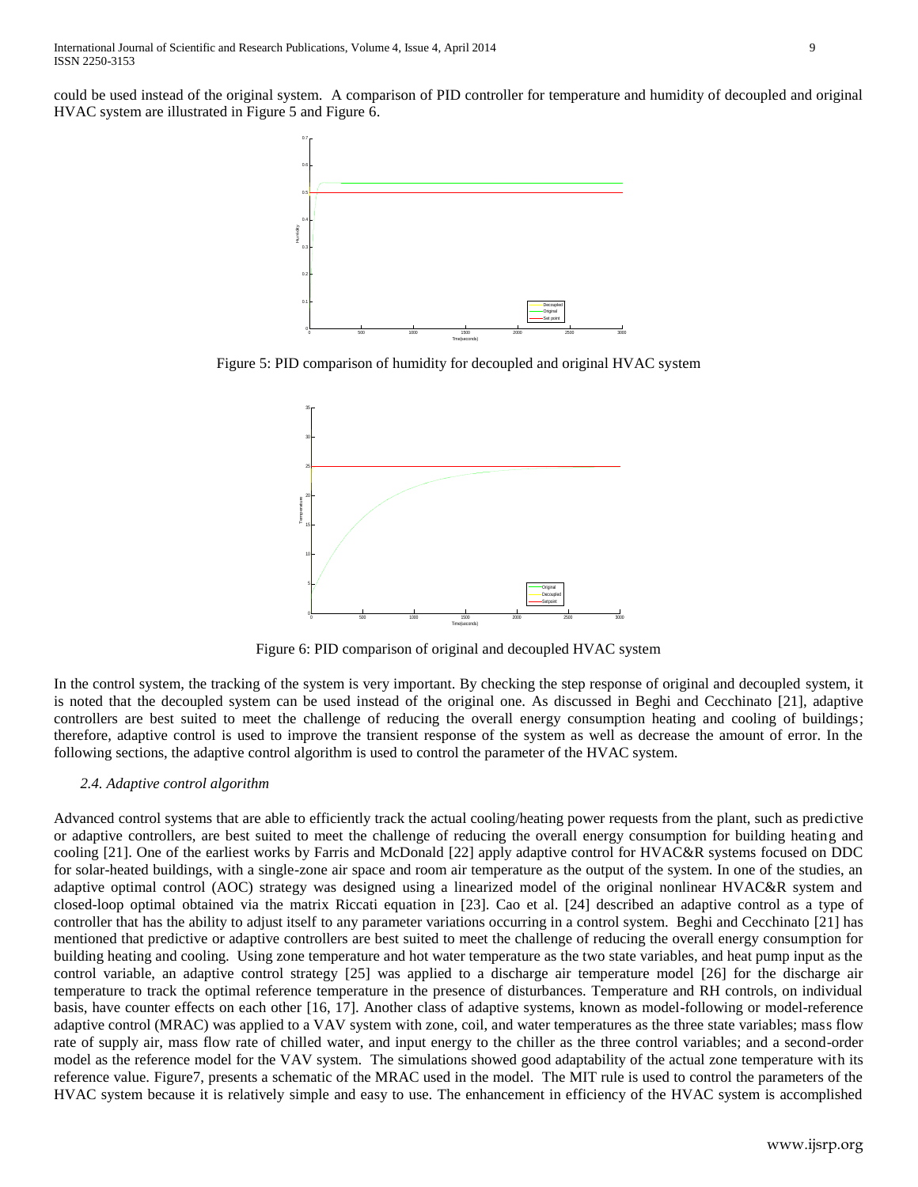could be used instead of the original system. A comparison of PID controller for temperature and humidity of decoupled and original HVAC system are illustrated in Figure 5 and Figure 6.

Figure 5: PID comparison of humidity for decoupled and original HVAC system

Figure 6: PID comparison of original and decoupled HVAC system

In the control system, the tracking of the system is very important. By checking the step response of original and decoupled system, it is noted that the decoupled system can be used instead of the original one. As discussed in Beghi and Cecchinato [21], adaptive controllers are best suited to meet the challenge of reducing the overall energy consumption heating and cooling of buildings; therefore, adaptive control is used to improve the transient response of the system as well as decrease the amount of error. In the following sections, the adaptive control algorithm is used to control the parameter of the HVAC system.

### *2.4. Adaptive control algorithm*

Advanced control systems that are able to efficiently track the actual cooling/heating power requests from the plant, such as predictive or adaptive controllers, are best suited to meet the challenge of reducing the overall energy consumption for building heating and cooling [21]. One of the earliest works by Farris and McDonald [22] apply adaptive control for HVAC&R systems focused on DDC for solar-heated buildings, with a single-zone air space and room air temperature as the output of the system. In one of the studies, an adaptive optimal control (AOC) strategy was designed using a linearized model of the original nonlinear HVAC&R system and closed-loop optimal obtained via the matrix Riccati equation in [23]. Cao et al. [24] described an adaptive control as a type of controller that has the ability to adjust itself to any parameter variations occurring in a control system. Beghi and Cecchinato [21] has mentioned that predictive or adaptive controllers are best suited to meet the challenge of reducing the overall energy consumption for building heating and cooling. Using zone temperature and hot water temperature as the two state variables, and heat pump input as the control variable, an adaptive control strategy [25] was applied to a discharge air temperature model [26] for the discharge air temperature to track the optimal reference temperature in the presence of disturbances. Temperature and RH controls, on individual basis, have counter effects on each other [16, 17]. Another class of adaptive systems, known as model-following or model-reference adaptive control (MRAC) was applied to a VAV system with zone, coil, and water temperatures as the three state variables; mass flow rate of supply air, mass flow rate of chilled water, and input energy to the chiller as the three control variables; and a second-order model as the reference model for the VAV system. The simulations showed good adaptability of the actual zone temperature with its reference value. Figure7, presents a schematic of the MRAC used in the model. The MIT rule is used to control the parameters of the HVAC system because it is relatively simple and easy to use. The enhancement in efficiency of the HVAC system is accomplished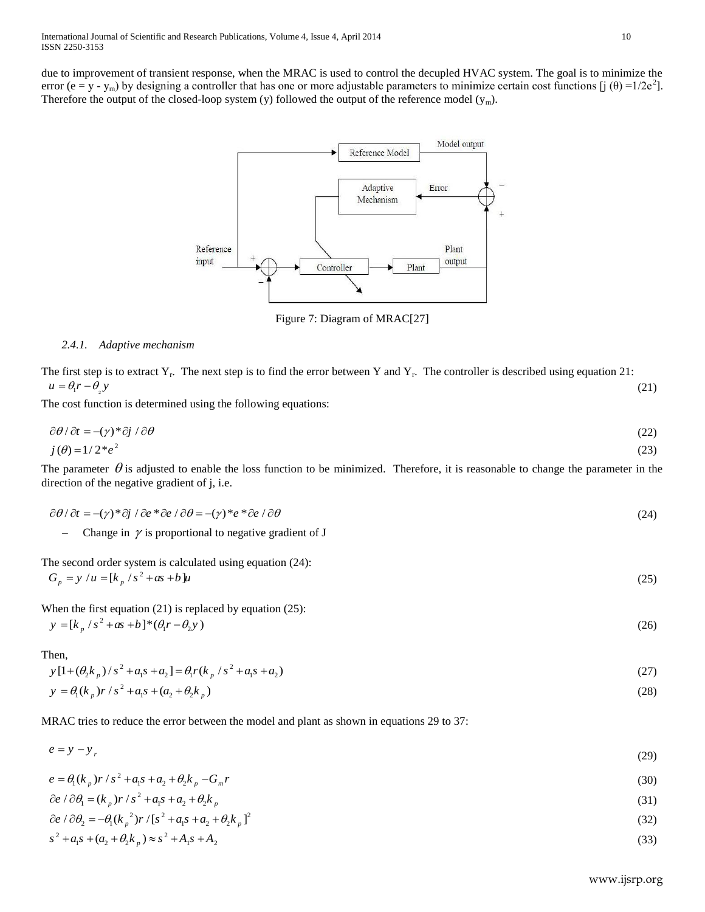due to improvement of transient response, when the MRAC is used to control the decupled HVAC system. The goal is to minimize the error ($e = y - y_m$) by designing a controller that has one or more adjustable parameters to minimize certain cost functions [$j(\theta) = 1/2e^2$]. Therefore the output of the closed-loop system (y) followed the output of the reference model ($y_m$).

Figure 7: Diagram of MRAC[27]

#### 2.4.1. Adaptive mechanism

The first step is to extract $Y_r$. The next step is to find the error between Y and $Y_r$. The controller is described using equation 21:

$$u = \theta_1 r - \theta_2 y \tag{21}$$

The cost function is determined using the following equations:

$$\partial\theta / \partial t = -(\gamma) * \partial j / \partial\theta \tag{22}$$

$$j(\theta) = 1/2 * e^2 \tag{23}$$

The parameter $\theta$ is adjusted to enable the loss function to be minimized. Therefore, it is reasonable to change the parameter in the direction of the negative gradient of j, i.e.

$$\partial\theta / \partial t = -(\gamma) * \partial j / \partial e * \partial e / \partial\theta = -(\gamma) * e * \partial e / \partial\theta \tag{24}$$

- Change in $\gamma$ is proportional to negative gradient of J

The second order system is calculated using equation (24):

$$G_p = y / u = [k_p / s^2 + as + b]u \tag{25}$$

When the first equation (21) is replaced by equation (25):

$$y = [k_p / s^2 + as + b] * (\theta_1 r - \theta_2 y) \tag{26}$$

Then,

$$y[1 + (\theta_2 k_p) / s^2 + a_1 s + a_2] = \theta_1 r (k_p / s^2 + a_1 s + a_2) \tag{27}$$

$$y = \theta_1 (k_p) r / s^2 + a_1 s + (a_2 + \theta_2 k_p) \tag{28}$$

MRAC tries to reduce the error between the model and plant as shown in equations 29 to 37:

$$e = y - y_r \tag{29}$$

$$e = \theta_1 (k_p) r / s^2 + a_1 s + a_2 + \theta_2 k_p - G_m r \tag{30}$$

$$\partial e / \partial\theta_1 = (k_p) r / s^2 + a_1 s + a_2 + \theta_2 k_p \tag{31}$$

$$\partial e / \partial\theta_2 = -\theta_1 (k_p{}^2) r / [s^2 + a_1 s + a_2 + \theta_2 k_p]^2 \tag{32}$$

$$s^2 + a_1 s + (a_2 + \theta_2 k_p) \approx s^2 + A_1 s + A_2 \tag{33}$$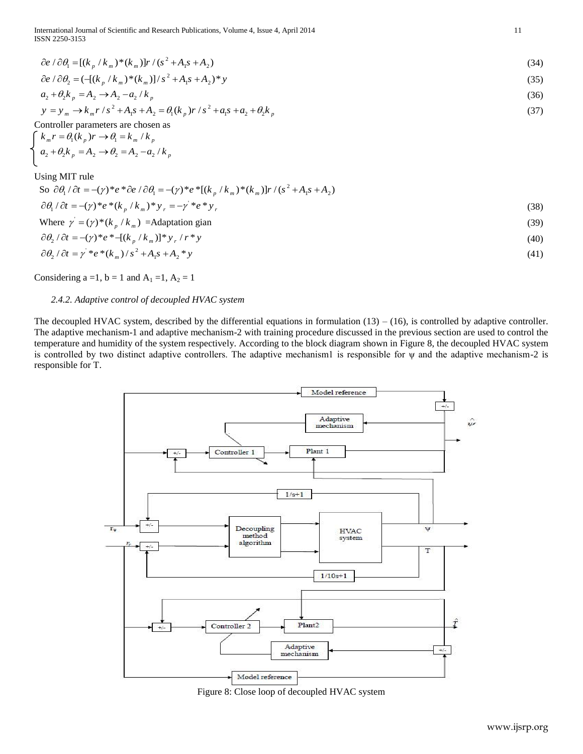$$\partial e/\partial\theta_1 = [(k_p/k_m)*(k_m)]r/(s^2 + A_1 s + A_2) \tag{34}$$

$$\partial e/\partial\theta_2 = (-[(k_p/k_m)*(k_m)]/s^2 + A_1 s + A_2)*y \tag{35}$$

$$a_2 + \theta_2 k_p = A_2 \rightarrow A_2 - a_2/k_p \tag{36}$$

$$y = y_m \rightarrow k_m r/s^2 + A_1 s + A_2 = \theta_1(k_p)r/s^2 + a_1 s + a_2 + \theta_2 k_p \tag{37}$$

Controller parameters are chosen as

$$\begin{cases} k_m r = \theta_1(k_p)r \rightarrow \theta_1 = k_m/k_p \\ a_2 + \theta_2 k_p = A_2 \rightarrow \theta_2 = A_2 - a_2/k_p \end{cases}$$

Using MIT rule

So $\partial\theta_1/\partial t = -(\gamma)*e*\partial e/\partial\theta_1 = -(\gamma)*e*[(k_p/k_m)*(k_m)]r/(s^2 + A_1 s + A_2)$

$$\partial\theta_1/\partial t = -(\gamma)*e*(k_p/k_m)*y_r = -\gamma'*e*y_r \tag{38}$$

Where $\gamma' = (\gamma)*(k_p/k_m)$ =Adaptation gian (39)

$$\partial\theta_2/\partial t = -(\gamma)*e*-[(k_p/k_m)]*y_r/r*y \tag{40}$$

$$\partial\theta_2/\partial t = \gamma'*e*(k_m)/s^2 + A_1 s + A_2 * y \tag{41}$$

Considering a =1, b = 1 and $A_1$ =1, $A_2$ = 1

### *2.4.2. Adaptive control of decoupled HVAC system*

The decoupled HVAC system, described by the differential equations in formulation (13) – (16), is controlled by adaptive controller. The adaptive mechanism-1 and adaptive mechanism-2 with training procedure discussed in the previous section are used to control the temperature and humidity of the system respectively. According to the block diagram shown in Figure 8, the decoupled HVAC system is controlled by two distinct adaptive controllers. The adaptive mechanism1 is responsible for ψ and the adaptive mechanism-2 is responsible for T.

Figure 8: Close loop of decoupled HVAC system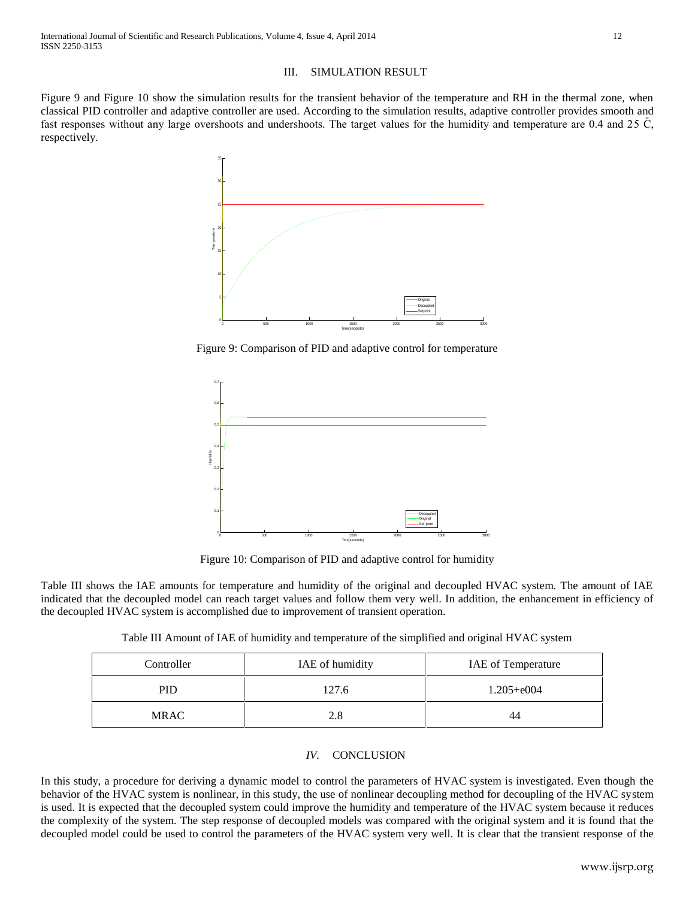## III. SIMULATION RESULT

Figure 9 and Figure 10 show the simulation results for the transient behavior of the temperature and RH in the thermal zone, when classical PID controller and adaptive controller are used. According to the simulation results, adaptive controller provides smooth and fast responses without any large overshoots and undershoots. The target values for the humidity and temperature are 0.4 and 25 °C, respectively.

Figure 9: Comparison of PID and adaptive control for temperature

Figure 10: Comparison of PID and adaptive control for humidity

Table III shows the IAE amounts for temperature and humidity of the original and decoupled HVAC system. The amount of IAE indicated that the decoupled model can reach target values and follow them very well. In addition, the enhancement in efficiency of the decoupled HVAC system is accomplished due to improvement of transient operation.

Table III Amount of IAE of humidity and temperature of the simplified and original HVAC system

| Controller | IAE of humidity | IAE of Temperature |
| --- | --- | --- |
| PID | 127.6 | 1.205+e004 |
| MRAC | 2.8 | 44 |

## *IV.* CONCLUSION

In this study, a procedure for deriving a dynamic model to control the parameters of HVAC system is investigated. Even though the behavior of the HVAC system is nonlinear, in this study, the use of nonlinear decoupling method for decoupling of the HVAC system is used. It is expected that the decoupled system could improve the humidity and temperature of the HVAC system because it reduces the complexity of the system. The step response of decoupled models was compared with the original system and it is found that the decoupled model could be used to control the parameters of the HVAC system very well. It is clear that the transient response of the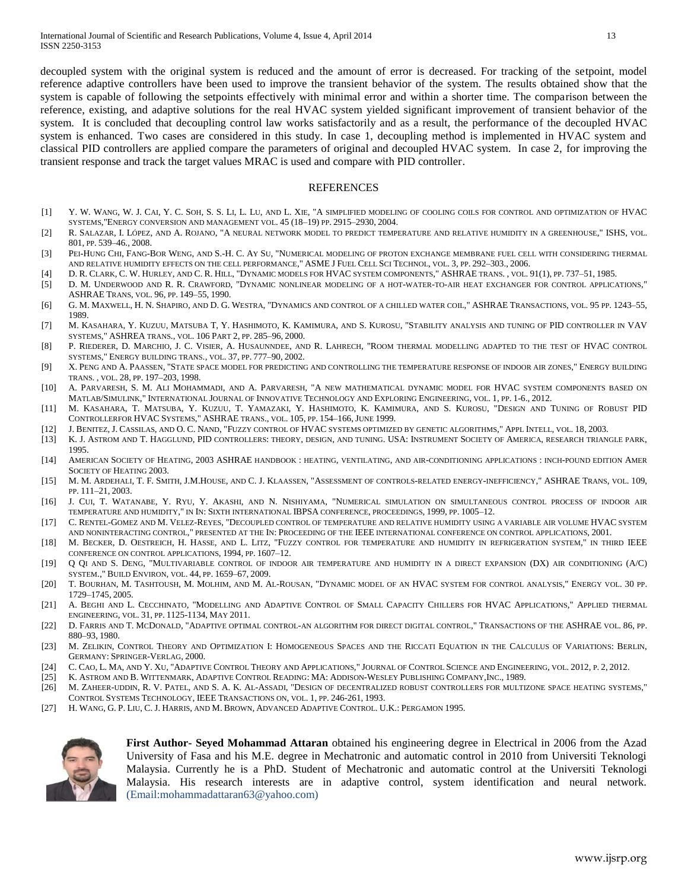decoupled system with the original system is reduced and the amount of error is decreased. For tracking of the setpoint, model reference adaptive controllers have been used to improve the transient behavior of the system. The results obtained show that the system is capable of following the setpoints effectively with minimal error and within a shorter time. The comparison between the reference, existing, and adaptive solutions for the real HVAC system yielded significant improvement of transient behavior of the system. It is concluded that decoupling control law works satisfactorily and as a result, the performance of the decoupled HVAC system is enhanced. Two cases are considered in this study. In case 1, decoupling method is implemented in HVAC system and classical PID controllers are applied compare the parameters of original and decoupled HVAC system. In case 2, for improving the transient response and track the target values MRAC is used and compare with PID controller.

## REFERENCES

[1] Y. W. Wang, W. J. Cai, Y. C. Soh, S. S. Li, L. Lu, and L. Xie, "A simplified modeling of cooling coils for control and optimization of HVAC systems,"Energy conversion and management vol. 45 (18–19) pp. 2915–2930, 2004.

[2] R. Salazar, I. López, and A. Rojano, "A neural network model to predict temperature and relative humidity in a greenhouse," ISHS, vol. 801, pp. 539–46., 2008.

[3] Pei-Hung Chi, Fang-Bor Weng, and S.-H. C. Ay Su, "Numerical modeling of proton exchange membrane fuel cell with considering thermal and relative humidity effects on the cell performance," ASME J Fuel Cell Sci Technol, vol. 3, pp. 292–303., 2006.

[4] D. R. Clark, C. W. Hurley, and C. R. Hill, "Dynamic models for HVAC system components," ASHRAE trans. , vol. 91(1), pp. 737–51, 1985.

[5] D. M. Underwood and R. R. Crawford, "Dynamic nonlinear modeling of a hot-water-to-air heat exchanger for control applications," ASHRAE Trans, vol. 96, pp. 149–55, 1990.

[6] G. M. Maxwell, H. N. Shapiro, and D. G. Westra, "Dynamics and control of a chilled water coil," ASHRAE Transactions, vol. 95 pp. 1243–55, 1989.

[7] M. Kasahara, Y. Kuzuu, Matsuba T, Y. Hashimoto, K. Kamimura, and S. Kurosu, "Stability analysis and tuning of PID controller in VAV systems," ASHREA trans., vol. 106 Part 2, pp. 285–96, 2000.

[8] P. Riederer, D. Marchio, J. C. Visier, A. Husaunndee, and R. Lahrech, "Room thermal modelling adapted to the test of HVAC control systems," Energy building trans., vol. 37, pp. 777–90, 2002.

[9] X. Peng and A. Paassen, "State space model for predicting and controlling the temperature response of indoor air zones," Energy building trans. , vol. 28, pp. 197–203, 1998.

[10] A. Parvaresh, S. M. Ali Mohammadi, and A. Parvaresh, "A new mathematical dynamic model for HVAC system components based on Matlab/Simulink," International Journal of Innovative Technology and Exploring Engineering, vol. 1, pp. 1-6., 2012.

[11] M. Kasahara, T. Matsuba, Y. Kuzuu, T. Yamazaki, Y. Hashimoto, K. Kamimura, and S. Kurosu, "Design and Tuning of Robust PID Controllerfor HVAC Systems," ASHRAE trans., vol. 105, pp. 154–166, June 1999.

[12] J. Benitez, J. Cassilas, and O. C. Nand, "Fuzzy control of HVAC systems optimized by genetic algorithms," Appl Intell, vol. 18, 2003.

[13] K. J. Astrom and T. Hagglund, PID controllers: theory, design, and tuning. USA: Instrument Society of America, research triangle park, 1995.

[14] American Society of Heating, 2003 ASHRAE handbook : heating, ventilating, and air-conditioning applications : inch-pound edition Amer Society of Heating 2003.

[15] M. M. Ardehali, T. F. Smith, J.M.House, and C. J. Klaassen, "Assessment of controls-related energy-inefficiency," ASHRAE Trans, vol. 109, pp. 111–21, 2003.

[16] J. Cui, T. Watanabe, Y. Ryu, Y. Akashi, and N. Nishiyama, "Numerical simulation on simultaneous control process of indoor air temperature and humidity," in In: Sixth international IBPSA conference, proceedings, 1999, pp. 1005–12.

[17] C. Rentel-Gomez and M. Velez-Reyes, "Decoupled control of temperature and relative humidity using a variable air volume HVAC system and noninteracting control," presented at the In: Proceeding of the IEEE international conference on control applications, 2001.

[18] M. Becker, D. Oestreich, H. Hasse, and L. Litz, "Fuzzy control for temperature and humidity in refrigeration system," in third IEEE conference on control applications, 1994, pp. 1607–12.

[19] Q Qi and S. Deng, "Multivariable control of indoor air temperature and humidity in a direct expansion (DX) air conditioning (A/C) system.," Build Environ, vol. 44, pp. 1659–67, 2009.

[20] T. Bourhan, M. Tashtoush, M. Molhim, and M. Al-Rousan, "Dynamic model of an HVAC system for control analysis," Energy vol. 30 pp. 1729–1745, 2005.

[21] A. Beghi and L. Cecchinato, "Modelling and Adaptive Control of Small Capacity Chillers for HVAC Applications," Applied thermal engineering, vol. 31, pp. 1125-1134, May 2011.

[22] D. Farris and T. McDonald, "Adaptive optimal control-an algorithm for direct digital control," Transactions of the ASHRAE vol. 86, pp. 880–93, 1980.

[23] M. Zelikin, Control Theory and Optimization I: Homogeneous Spaces and the Riccati Equation in the Calculus of Variations: Berlin, Germany: Springer-Verlag, 2000.

[24] C. Cao, L. Ma, and Y. Xu, "Adaptive Control Theory and Applications," Journal of Control Science and Engineering, vol. 2012, p. 2, 2012.

[25] K. Astrom and B. Wittenmark, Adaptive Control Reading: MA: Addison-Wesley Publishing Company,Inc., 1989.

[26] M. Zaheer-uddin, R. V. Patel, and S. A. K. Al-Assadi, "Design of decentralized robust controllers for multizone space heating systems," Control Systems Technology, IEEE Transactions on, vol. 1, pp. 246-261, 1993.

[27] H. Wang, G. P. Liu, C. J. Harris, and M. Brown, Advanced Adaptive Control. U.K.: Pergamon 1995.

**First Author- Seyed Mohammad Attaran** obtained his engineering degree in Electrical in 2006 from the Azad University of Fasa and his M.E. degree in Mechatronic and automatic control in 2010 from Universiti Teknologi Malaysia. Currently he is a PhD. Student of Mechatronic and automatic control at the Universiti Teknologi Malaysia. His research interests are in adaptive control, system identification and neural network. (Email:mohammadattaran63@yahoo.com)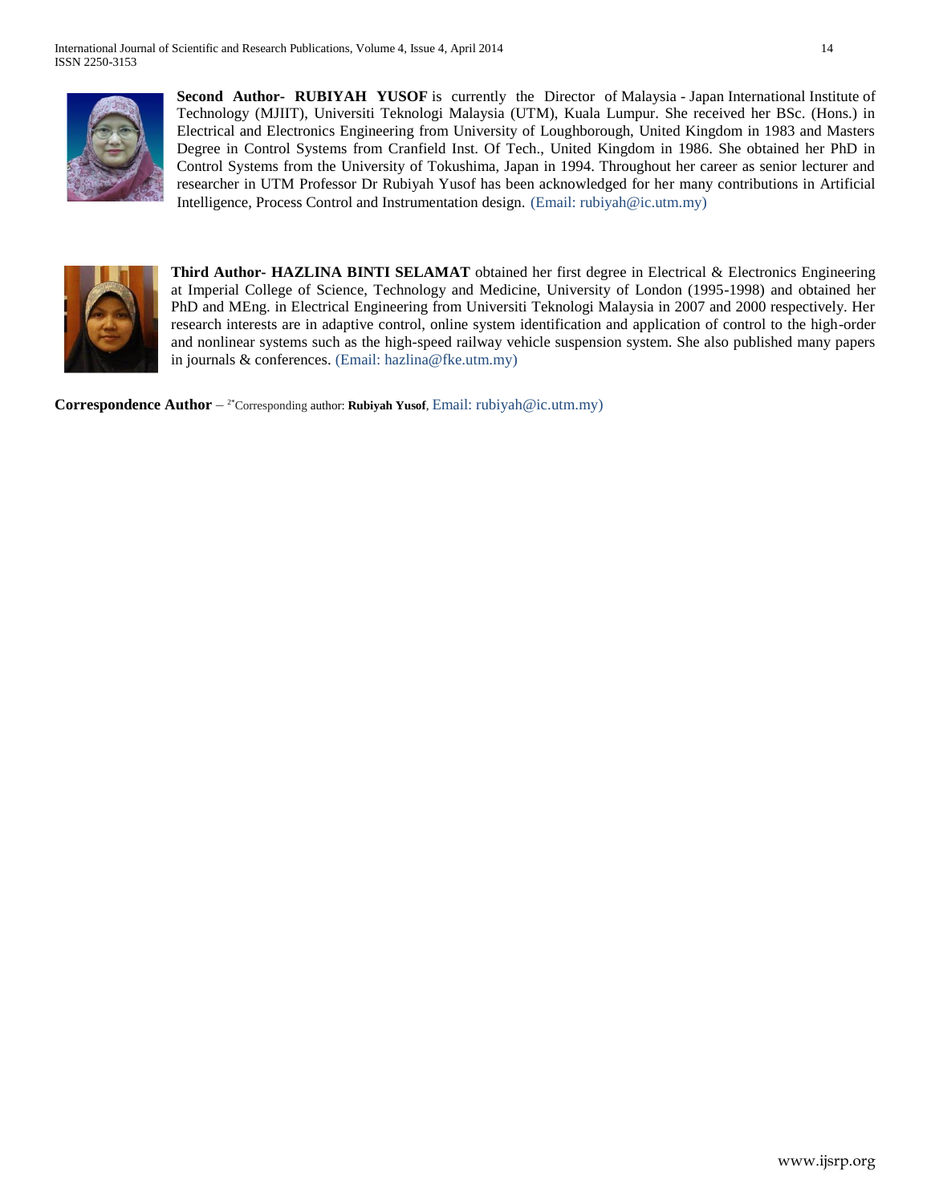**Second Author**- **RUBIYAH YUSOF** is currently the Director of Malaysia - Japan International Institute of Technology (MJIIT), Universiti Teknologi Malaysia (UTM), Kuala Lumpur. She received her BSc. (Hons.) in Electrical and Electronics Engineering from University of Loughborough, United Kingdom in 1983 and Masters Degree in Control Systems from Cranfield Inst. Of Tech., United Kingdom in 1986. She obtained her PhD in Control Systems from the University of Tokushima, Japan in 1994. Throughout her career as senior lecturer and researcher in UTM Professor Dr Rubiyah Yusof has been acknowledged for her many contributions in Artificial Intelligence, Process Control and Instrumentation design. (Email: rubiyah@ic.utm.my)

**Third Author**- **HAZLINA BINTI SELAMAT** obtained her first degree in Electrical & Electronics Engineering at Imperial College of Science, Technology and Medicine, University of London (1995-1998) and obtained her PhD and MEng. in Electrical Engineering from Universiti Teknologi Malaysia in 2007 and 2000 respectively. Her research interests are in adaptive control, online system identification and application of control to the high-order and nonlinear systems such as the high-speed railway vehicle suspension system. She also published many papers in journals & conferences. (Email: hazlina@fke.utm.my)

**Correspondence Author** – [2*]Corresponding author: **Rubiyah Yusof**, Email: rubiyah@ic.utm.my)